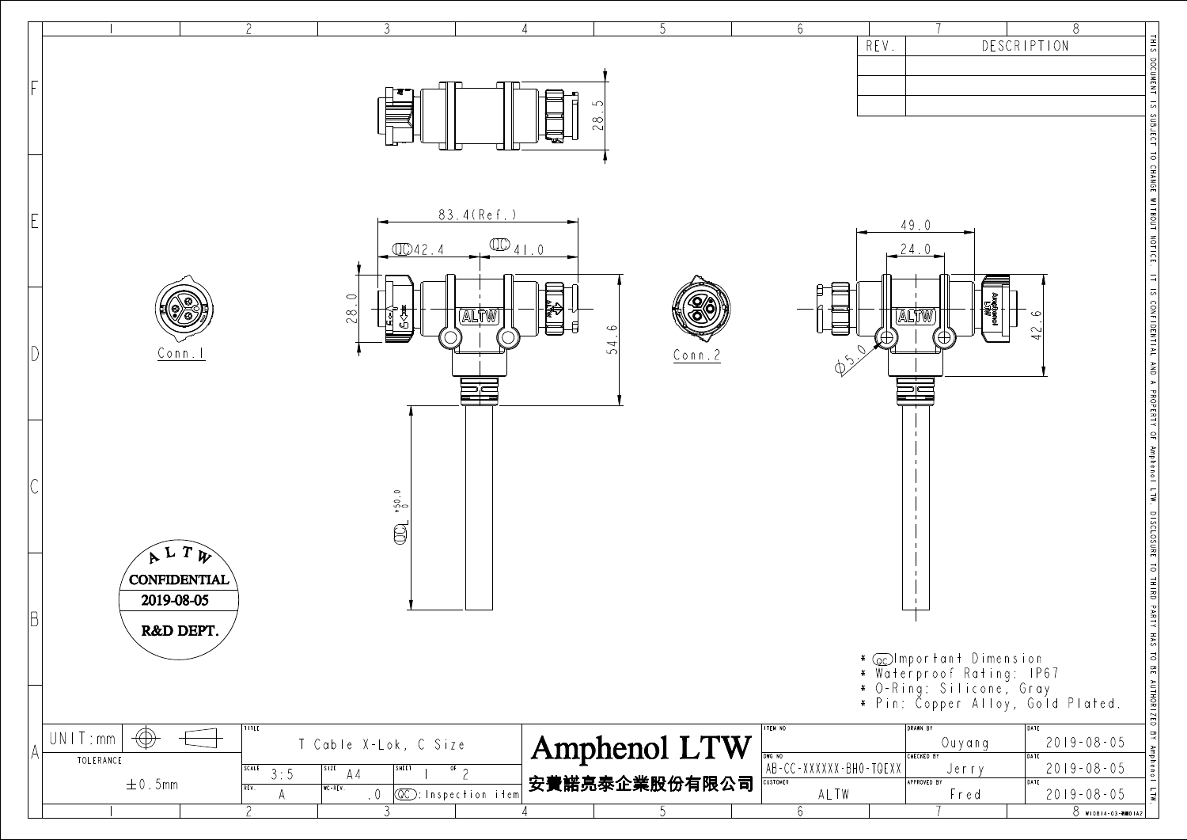| REV. | DESCRIPTION |
|---|---|
| | |
| | |
| | |

83.4(Ref.)

QC 42.4 &nbsp; QC 41.0

28.5

28.0

54.6

49.0

24.0

42.6

Ø5.0

QC L $^{+50.0}_{0}$

Conn.1

Conn.2

ALTW

ALTW CONFIDENTIAL 2019-08-05 R&D DEPT.

* QC Important Dimension
* Waterproof Rating: IP67
* O-Ring: Silicone, Gray
* Pin: Copper Alloy, Gold Plated.

THIS DOCUMENT IS SUBJECT TO CHANGE WITHOUT NOTICE. IT IS CONFIDENTIAL AND A PROPERTY OF Amphenol LTW. DISCLOSURE TO THIRD PARTY HAS TO BE AUTHORIZED BY Amphenol LTW.

| UNIT: mm | TITLE: T Cable X-Lok, C Size | | | Amphenol LTW 安費諾亮泰企業股份有限公司 | ITEM NO | DRAWN BY: Ouyang | DATE: 2019-08-05 |
|---|---|---|---|---|---|---|---|
| TOLERANCE ±0.5mm | SCALE 3:5 | SIZE A4 | SHEET 1 OF 2 | | DWG NO: AB-CC-XXXXXX-BH0-TQEXX | CHECKED BY: Jerry | DATE: 2019-08-05 |
| | REV. A | WC-REV. .0 | QC: Inspection item | | CUSTOMER: ALTW | APPROVED BY: Fred | DATE: 2019-08-05 |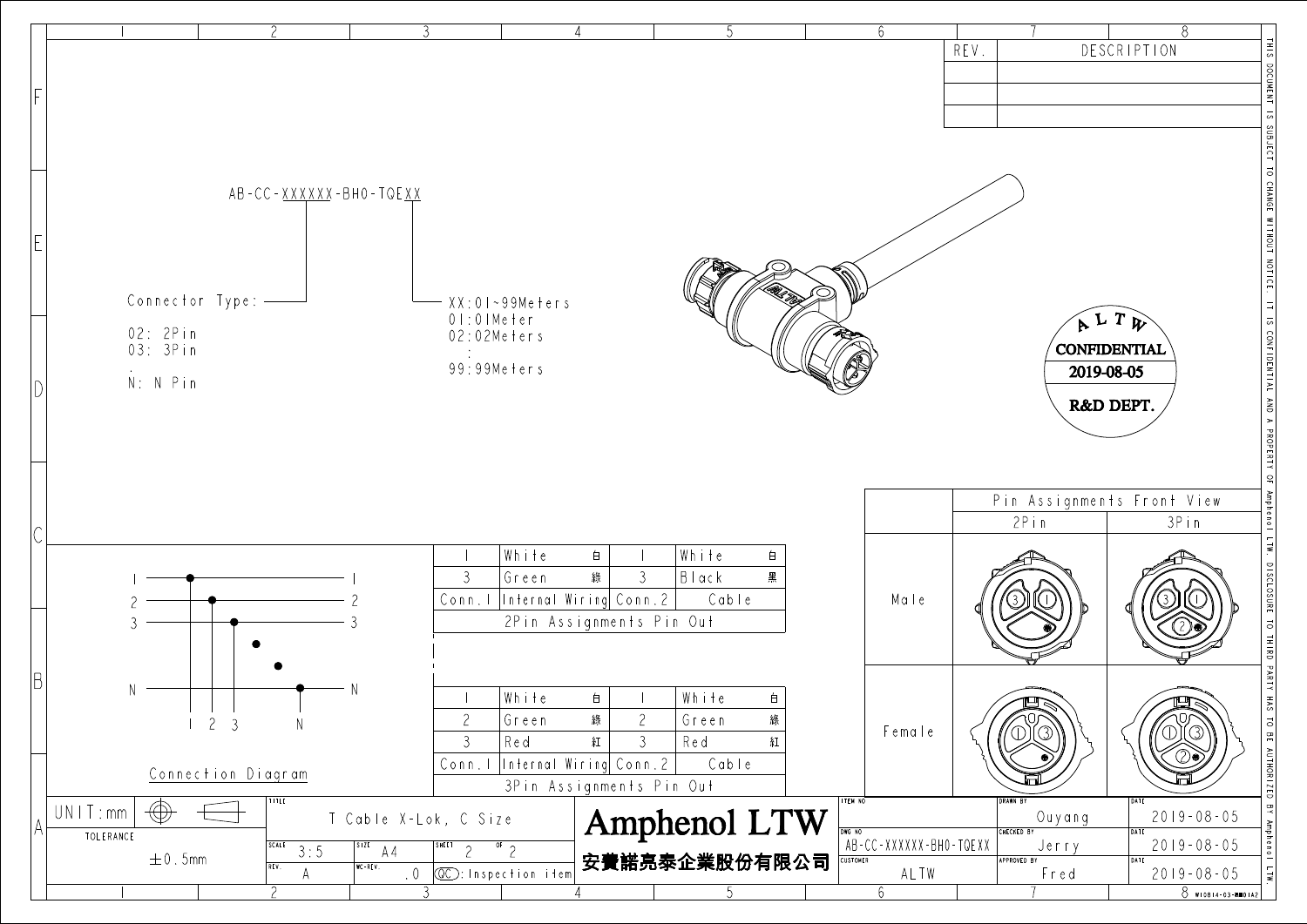| REV. | DESCRIPTION |
| --- | --- |
| | |
| | |
| | |

AB-CC-XXXXXX-BH0-TQEXX

Connector Type:

02: 2Pin
03: 3Pin
.
N: N Pin

XX:01~99Meters
01:01Meter
02:02Meters
:
99:99Meters

ALTW
CONFIDENTIAL
2019-08-05
R&D DEPT.

| | | | | | |
| --- | --- | --- | --- | --- | --- |
| 1 | White | 白 | 1 | White | 白 |
| 3 | Green | 綠 | 3 | Black | 黑 |
| Conn.1 | Internal Wiring | | Conn.2 | Cable | |
| 2Pin Assignments Pin Out | | | | | |

| | | | | | |
| --- | --- | --- | --- | --- | --- |
| 1 | White | 白 | 1 | White | 白 |
| 2 | Green | 綠 | 2 | Green | 綠 |
| 3 | Red | 紅 | 3 | Red | 紅 |
| Conn.1 | Internal Wiring | | Conn.2 | Cable | |
| 3Pin Assignments Pin Out | | | | | |

Connection Diagram

1 2 3 N

| Pin Assignments Front View | 2Pin | 3Pin |
| --- | --- | --- |
| Male | | |
| Female | | |

| | | | | |
| --- | --- | --- | --- | --- |
| UNIT:mm | TITLE: T Cable X-Lok, C Size | | Amphenol LTW 安費諾亮泰企業股份有限公司 | ITEM NO |
| TOLERANCE ±0.5mm | SCALE 3:5 | SIZE A4 | SHEET 2 OF 2 | DWG NO AB-CC-XXXXXX-BH0-TQEXX |
| | REV. A | WC-REV. .0 | (QC): Inspection item | CUSTOMER ALTW |

| | | |
| --- | --- | --- |
| DRAWN BY | Ouyang | DATE 2019-08-05 |
| CHECKED BY | Jerry | DATE 2019-08-05 |
| APPROVED BY | Fred | DATE 2019-08-05 |

THIS DOCUMENT IS SUBJECT TO CHANGE WITHOUT NOTICE. IT IS CONFIDENTIAL AND A PROPERTY OF Amphenol LTW. DISCLOSURE TO THIRD PARTY HAS TO BE AUTHORIZED BY Amphenol LTW.